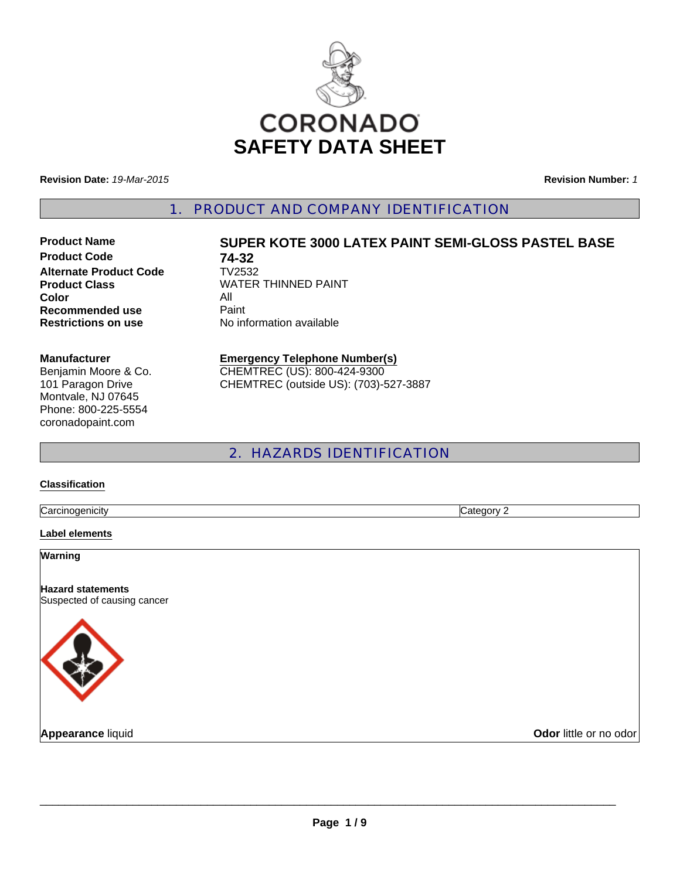# CORONADO
# SAFETY DATA SHEET

**Revision Date:** *19-Mar-2015*

**Revision Number:** *1*

## 1. PRODUCT AND COMPANY IDENTIFICATION

| | |
|---|---|
| **Product Name** | **SUPER KOTE 3000 LATEX PAINT SEMI-GLOSS PASTEL BASE** |
| **Product Code** | **74-32** |
| **Alternate Product Code** | TV2532 |
| **Product Class** | WATER THINNED PAINT |
| **Color** | All |
| **Recommended use** | Paint |
| **Restrictions on use** | No information available |

**Manufacturer**
Benjamin Moore & Co.
101 Paragon Drive
Montvale, NJ 07645
Phone: 800-225-5554
coronadopaint.com

**Emergency Telephone Number(s)**
CHEMTREC (US): 800-424-9300
CHEMTREC (outside US): (703)-527-3887

## 2. HAZARDS IDENTIFICATION

**Classification**

| | |
|---|---|
| Carcinogenicity | Category 2 |

**Label elements**

**Warning**

**Hazard statements**
Suspected of causing cancer

**Appearance** liquid

**Odor** little or no odor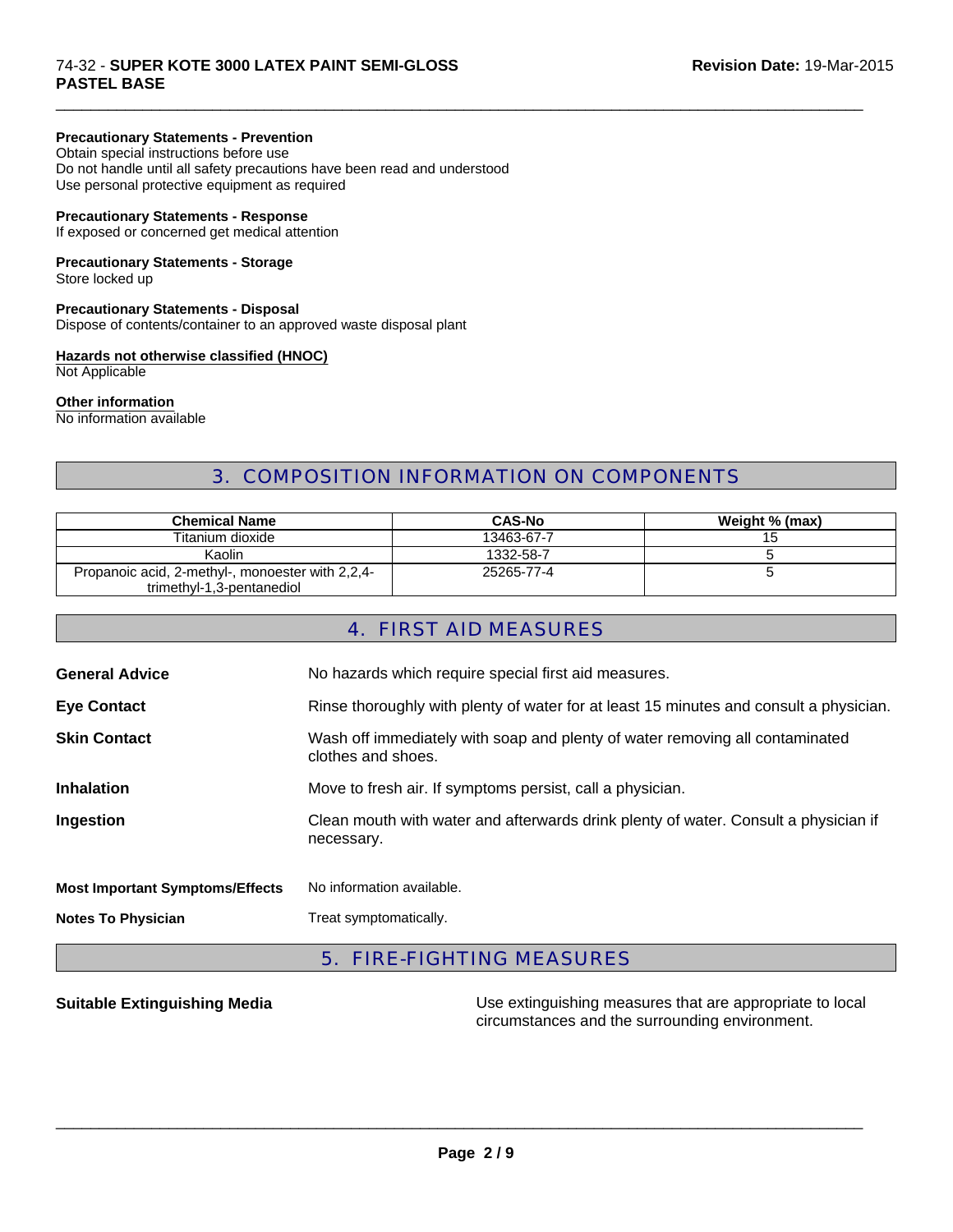**Precautionary Statements - Prevention**
Obtain special instructions before use
Do not handle until all safety precautions have been read and understood
Use personal protective equipment as required

**Precautionary Statements - Response**
If exposed or concerned get medical attention

**Precautionary Statements - Storage**
Store locked up

**Precautionary Statements - Disposal**
Dispose of contents/container to an approved waste disposal plant

**Hazards not otherwise classified (HNOC)**
Not Applicable

**Other information**
No information available

## 3. COMPOSITION INFORMATION ON COMPONENTS

| Chemical Name | CAS-No | Weight % (max) |
|---|---|---|
| Titanium dioxide | 13463-67-7 | 15 |
| Kaolin | 1332-58-7 | 5 |
| Propanoic acid, 2-methyl-, monoester with 2,2,4-trimethyl-1,3-pentanediol | 25265-77-4 | 5 |

## 4. FIRST AID MEASURES

**General Advice** No hazards which require special first aid measures.

**Eye Contact** Rinse thoroughly with plenty of water for at least 15 minutes and consult a physician.

**Skin Contact** Wash off immediately with soap and plenty of water removing all contaminated clothes and shoes.

**Inhalation** Move to fresh air. If symptoms persist, call a physician.

**Ingestion** Clean mouth with water and afterwards drink plenty of water. Consult a physician if necessary.

**Most Important Symptoms/Effects** No information available.

**Notes To Physician** Treat symptomatically.

## 5. FIRE-FIGHTING MEASURES

**Suitable Extinguishing Media** Use extinguishing measures that are appropriate to local circumstances and the surrounding environment.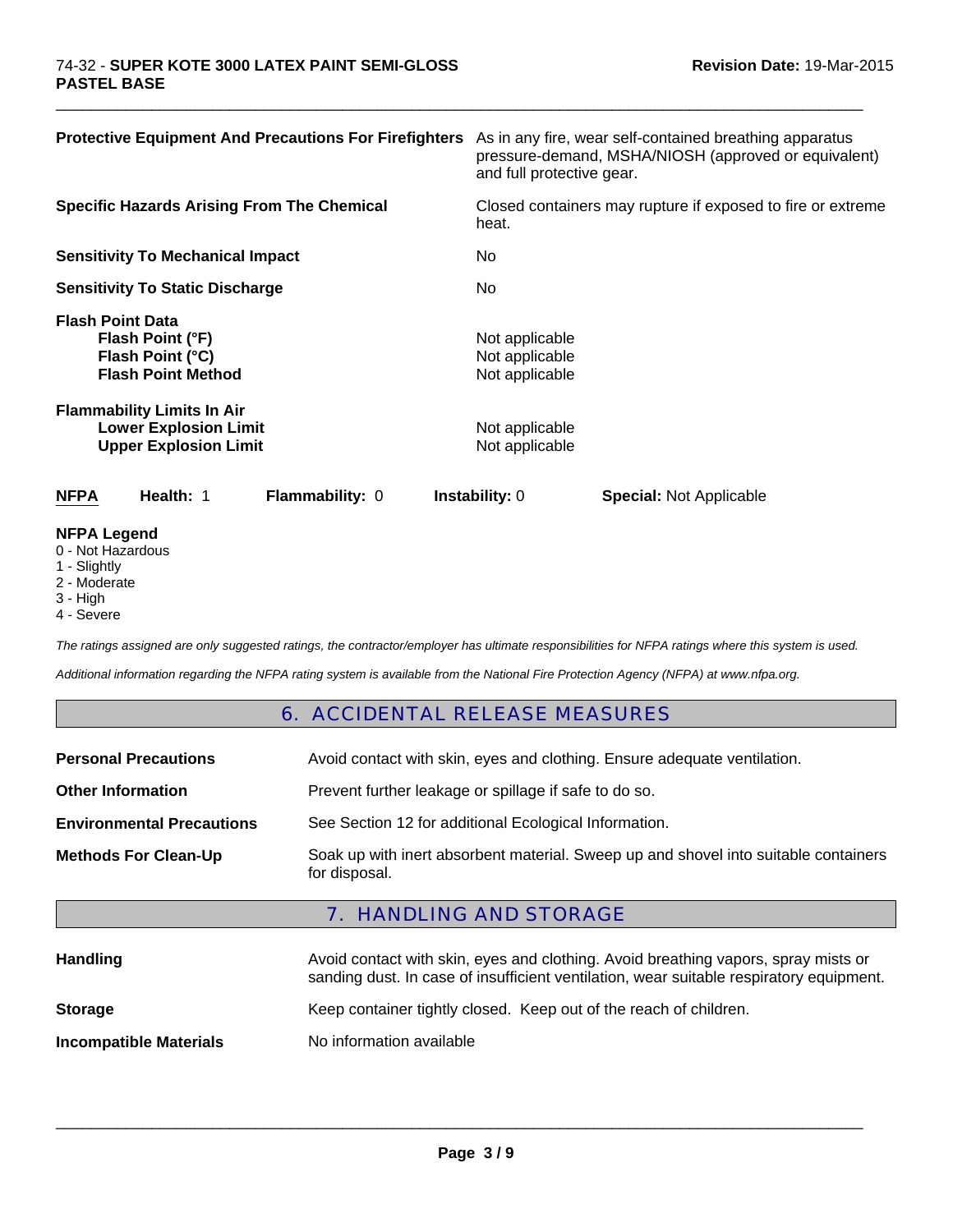**Protective Equipment And Precautions For Firefighters** As in any fire, wear self-contained breathing apparatus pressure-demand, MSHA/NIOSH (approved or equivalent) and full protective gear.

**Specific Hazards Arising From The Chemical** Closed containers may rupture if exposed to fire or extreme heat.

**Sensitivity To Mechanical Impact** No

**Sensitivity To Static Discharge** No

**Flash Point Data**

| | |
|---|---|
| **Flash Point (°F)** | Not applicable |
| **Flash Point (°C)** | Not applicable |
| **Flash Point Method** | Not applicable |

**Flammability Limits In Air**

| | |
|---|---|
| **Lower Explosion Limit** | Not applicable |
| **Upper Explosion Limit** | Not applicable |

| **NFPA** | **Health:** 1 | **Flammability:** 0 | **Instability:** 0 | **Special:** Not Applicable |
|---|---|---|---|---|

**NFPA Legend**
0 - Not Hazardous
1 - Slightly
2 - Moderate
3 - High
4 - Severe

*The ratings assigned are only suggested ratings, the contractor/employer has ultimate responsibilities for NFPA ratings where this system is used.*

*Additional information regarding the NFPA rating system is available from the National Fire Protection Agency (NFPA) at www.nfpa.org.*

## 6. ACCIDENTAL RELEASE MEASURES

| | |
|---|---|
| **Personal Precautions** | Avoid contact with skin, eyes and clothing. Ensure adequate ventilation. |
| **Other Information** | Prevent further leakage or spillage if safe to do so. |
| **Environmental Precautions** | See Section 12 for additional Ecological Information. |
| **Methods For Clean-Up** | Soak up with inert absorbent material. Sweep up and shovel into suitable containers for disposal. |

## 7. HANDLING AND STORAGE

| | |
|---|---|
| **Handling** | Avoid contact with skin, eyes and clothing. Avoid breathing vapors, spray mists or sanding dust. In case of insufficient ventilation, wear suitable respiratory equipment. |
| **Storage** | Keep container tightly closed. Keep out of the reach of children. |
| **Incompatible Materials** | No information available |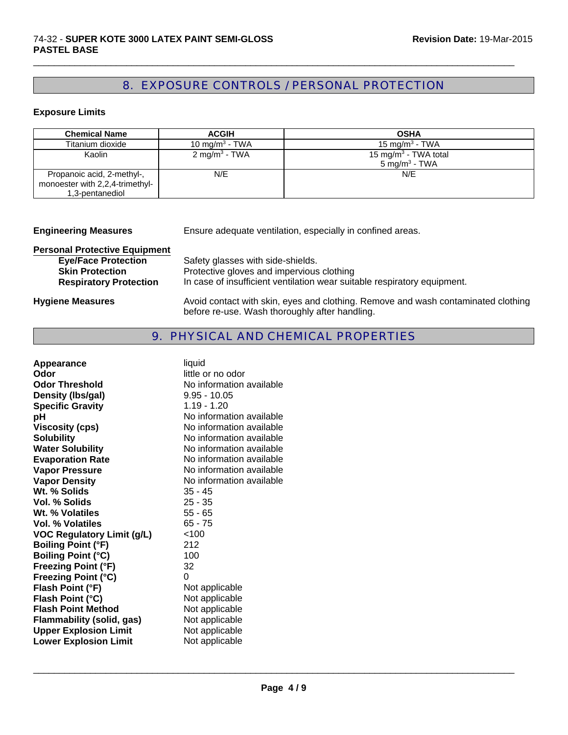## 8. EXPOSURE CONTROLS / PERSONAL PROTECTION

**Exposure Limits**

| Chemical Name | ACGIH | OSHA |
|---|---|---|
| Titanium dioxide | 10 mg/m$^3$ - TWA | 15 mg/m$^3$ - TWA |
| Kaolin | 2 mg/m$^3$ - TWA | 15 mg/m$^3$ - TWA total<br>5 mg/m$^3$ - TWA |
| Propanoic acid, 2-methyl-, monoester with 2,2,4-trimethyl-1,3-pentanediol | N/E | N/E |

**Engineering Measures** Ensure adequate ventilation, especially in confined areas.

**Personal Protective Equipment**

- **Eye/Face Protection** Safety glasses with side-shields.
- **Skin Protection** Protective gloves and impervious clothing
- **Respiratory Protection** In case of insufficient ventilation wear suitable respiratory equipment.

**Hygiene Measures** Avoid contact with skin, eyes and clothing. Remove and wash contaminated clothing before re-use. Wash thoroughly after handling.

## 9. PHYSICAL AND CHEMICAL PROPERTIES

| | |
|---|---|
| **Appearance** | liquid |
| **Odor** | little or no odor |
| **Odor Threshold** | No information available |
| **Density (lbs/gal)** | 9.95 - 10.05 |
| **Specific Gravity** | 1.19 - 1.20 |
| **pH** | No information available |
| **Viscosity (cps)** | No information available |
| **Solubility** | No information available |
| **Water Solubility** | No information available |
| **Evaporation Rate** | No information available |
| **Vapor Pressure** | No information available |
| **Vapor Density** | No information available |
| **Wt. % Solids** | 35 - 45 |
| **Vol. % Solids** | 25 - 35 |
| **Wt. % Volatiles** | 55 - 65 |
| **Vol. % Volatiles** | 65 - 75 |
| **VOC Regulatory Limit (g/L)** | <100 |
| **Boiling Point (°F)** | 212 |
| **Boiling Point (°C)** | 100 |
| **Freezing Point (°F)** | 32 |
| **Freezing Point (°C)** | 0 |
| **Flash Point (°F)** | Not applicable |
| **Flash Point (°C)** | Not applicable |
| **Flash Point Method** | Not applicable |
| **Flammability (solid, gas)** | Not applicable |
| **Upper Explosion Limit** | Not applicable |
| **Lower Explosion Limit** | Not applicable |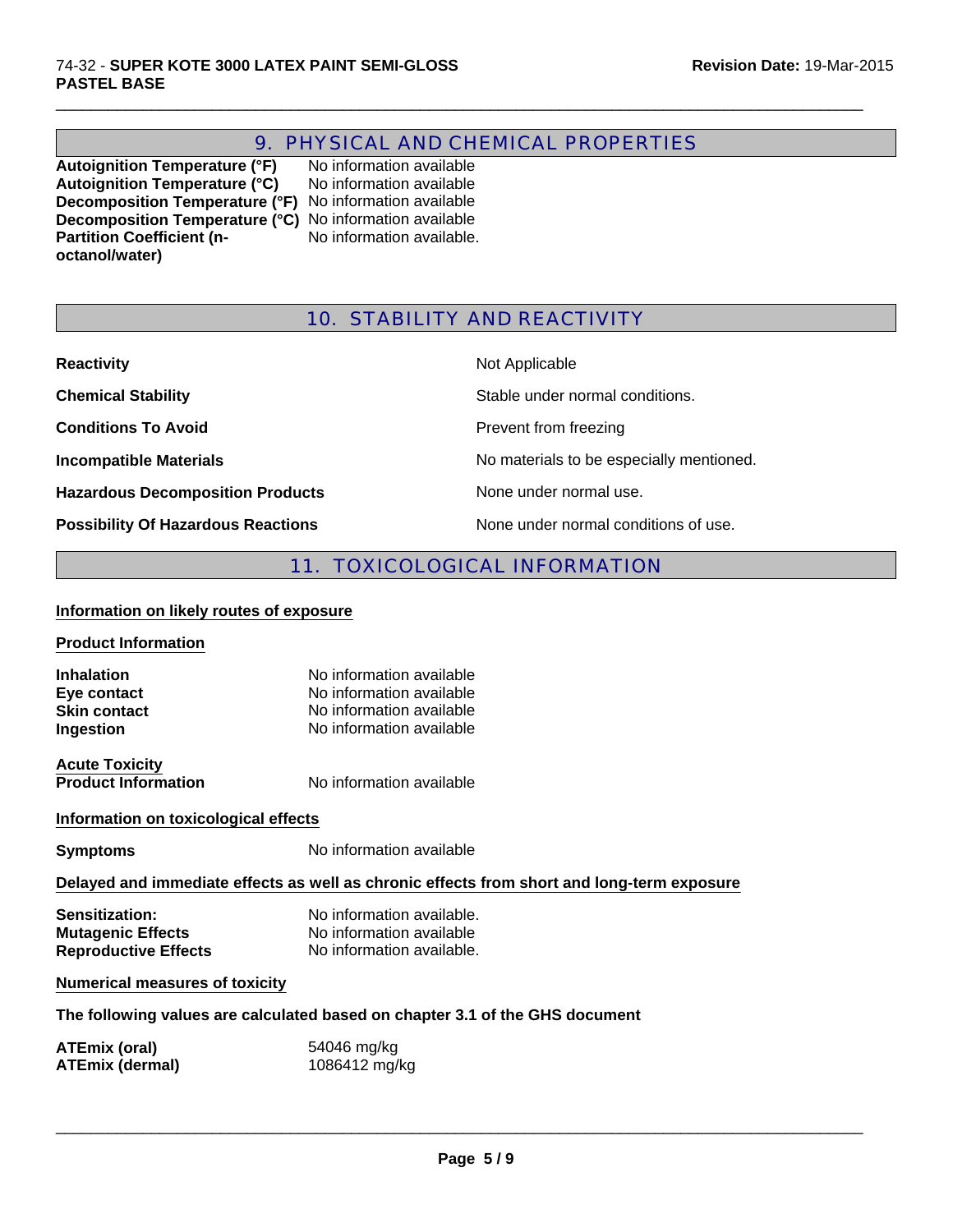## 9. PHYSICAL AND CHEMICAL PROPERTIES

| | |
|---|---|
| **Autoignition Temperature (°F)** | No information available |
| **Autoignition Temperature (°C)** | No information available |
| **Decomposition Temperature (°F)** | No information available |
| **Decomposition Temperature (°C)** | No information available |
| **Partition Coefficient (n-octanol/water)** | No information available. |

## 10. STABILITY AND REACTIVITY

| | |
|---|---|
| **Reactivity** | Not Applicable |
| **Chemical Stability** | Stable under normal conditions. |
| **Conditions To Avoid** | Prevent from freezing |
| **Incompatible Materials** | No materials to be especially mentioned. |
| **Hazardous Decomposition Products** | None under normal use. |
| **Possibility Of Hazardous Reactions** | None under normal conditions of use. |

## 11. TOXICOLOGICAL INFORMATION

**Information on likely routes of exposure**

**Product Information**

| | |
|---|---|
| **Inhalation** | No information available |
| **Eye contact** | No information available |
| **Skin contact** | No information available |
| **Ingestion** | No information available |

**Acute Toxicity**

| | |
|---|---|
| **Product Information** | No information available |

**Information on toxicological effects**

| | |
|---|---|
| **Symptoms** | No information available |

**Delayed and immediate effects as well as chronic effects from short and long-term exposure**

| | |
|---|---|
| **Sensitization:** | No information available. |
| **Mutagenic Effects** | No information available |
| **Reproductive Effects** | No information available. |

**Numerical measures of toxicity**

**The following values are calculated based on chapter 3.1 of the GHS document**

| | |
|---|---|
| **ATEmix (oral)** | 54046 mg/kg |
| **ATEmix (dermal)** | 1086412 mg/kg |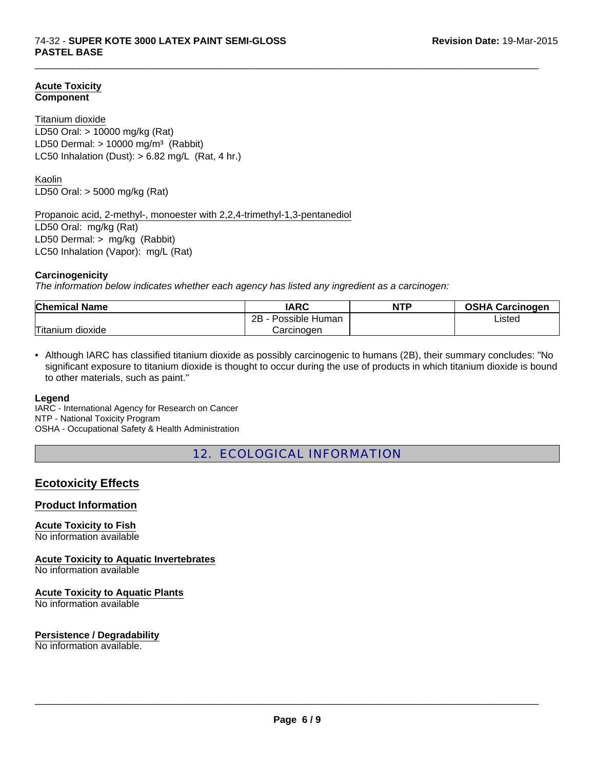**Acute Toxicity**
**Component**

Titanium dioxide
LD50 Oral: > 10000 mg/kg (Rat)
LD50 Dermal: > 10000 mg/m³ (Rabbit)
LC50 Inhalation (Dust): > 6.82 mg/L (Rat, 4 hr.)

Kaolin
LD50 Oral: > 5000 mg/kg (Rat)

Propanoic acid, 2-methyl-, monoester with 2,2,4-trimethyl-1,3-pentanediol
LD50 Oral: mg/kg (Rat)
LD50 Dermal: > mg/kg (Rabbit)
LC50 Inhalation (Vapor): mg/L (Rat)

**Carcinogenicity**
*The information below indicates whether each agency has listed any ingredient as a carcinogen:*

| Chemical Name | IARC | NTP | OSHA Carcinogen |
|---|---|---|---|
| Titanium dioxide | 2B - Possible Human Carcinogen | | Listed |

- Although IARC has classified titanium dioxide as possibly carcinogenic to humans (2B), their summary concludes: "No significant exposure to titanium dioxide is thought to occur during the use of products in which titanium dioxide is bound to other materials, such as paint."

**Legend**
IARC - International Agency for Research on Cancer
NTP - National Toxicity Program
OSHA - Occupational Safety & Health Administration

## 12. ECOLOGICAL INFORMATION

### Ecotoxicity Effects

### Product Information

**Acute Toxicity to Fish**
No information available

**Acute Toxicity to Aquatic Invertebrates**
No information available

**Acute Toxicity to Aquatic Plants**
No information available

**Persistence / Degradability**
No information available.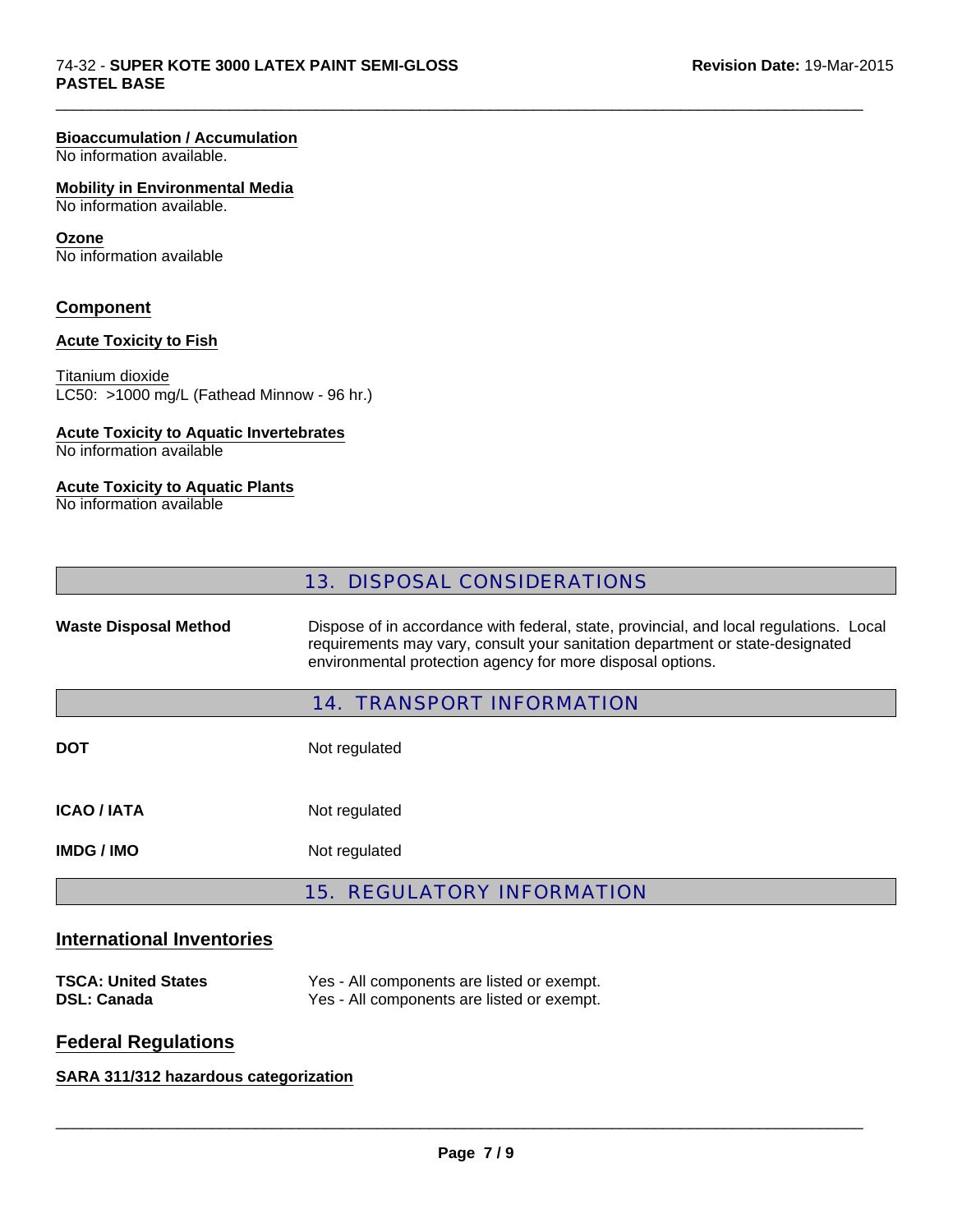**Bioaccumulation / Accumulation**
No information available.

**Mobility in Environmental Media**
No information available.

**Ozone**
No information available

## Component

**Acute Toxicity to Fish**

Titanium dioxide
LC50: >1000 mg/L (Fathead Minnow - 96 hr.)

**Acute Toxicity to Aquatic Invertebrates**
No information available

**Acute Toxicity to Aquatic Plants**
No information available

## 13. DISPOSAL CONSIDERATIONS

| | |
|---|---|
| **Waste Disposal Method** | Dispose of in accordance with federal, state, provincial, and local regulations. Local requirements may vary, consult your sanitation department or state-designated environmental protection agency for more disposal options. |

## 14. TRANSPORT INFORMATION

| | |
|---|---|
| **DOT** | Not regulated |
| **ICAO / IATA** | Not regulated |
| **IMDG / IMO** | Not regulated |

## 15. REGULATORY INFORMATION

### International Inventories

| | |
|---|---|
| **TSCA: United States** | Yes - All components are listed or exempt. |
| **DSL: Canada** | Yes - All components are listed or exempt. |

### Federal Regulations

**SARA 311/312 hazardous categorization**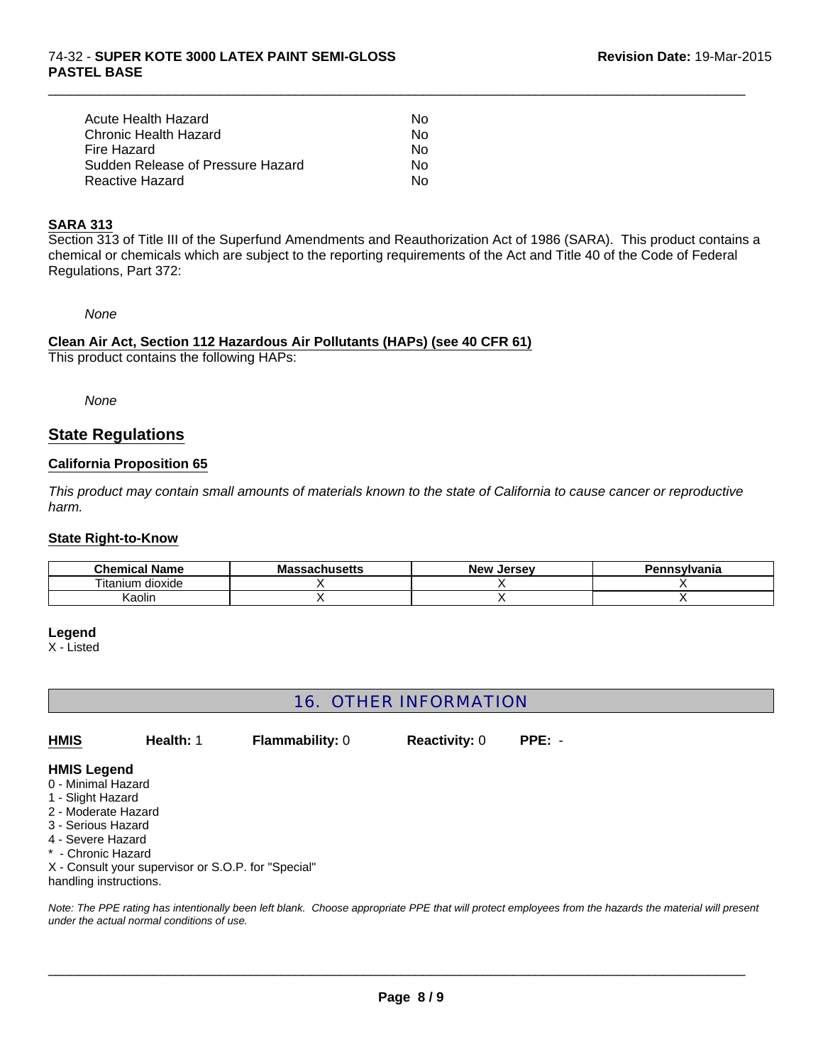| | |
|---|---|
| Acute Health Hazard | No |
| Chronic Health Hazard | No |
| Fire Hazard | No |
| Sudden Release of Pressure Hazard | No |
| Reactive Hazard | No |

**SARA 313**

Section 313 of Title III of the Superfund Amendments and Reauthorization Act of 1986 (SARA). This product contains a chemical or chemicals which are subject to the reporting requirements of the Act and Title 40 of the Code of Federal Regulations, Part 372:

*None*

**Clean Air Act, Section 112 Hazardous Air Pollutants (HAPs) (see 40 CFR 61)**

This product contains the following HAPs:

*None*

## State Regulations

**California Proposition 65**

*This product may contain small amounts of materials known to the state of California to cause cancer or reproductive harm.*

**State Right-to-Know**

| Chemical Name | Massachusetts | New Jersey | Pennsylvania |
|---|---|---|---|
| Titanium dioxide | X | X | X |
| Kaolin | X | X | X |

**Legend**

X - Listed

## 16. OTHER INFORMATION

**HMIS** **Health:** 1 **Flammability:** 0 **Reactivity:** 0 **PPE:** -

**HMIS Legend**

0 - Minimal Hazard
1 - Slight Hazard
2 - Moderate Hazard
3 - Serious Hazard
4 - Severe Hazard
* - Chronic Hazard
X - Consult your supervisor or S.O.P. for "Special" handling instructions.

*Note: The PPE rating has intentionally been left blank. Choose appropriate PPE that will protect employees from the hazards the material will present under the actual normal conditions of use.*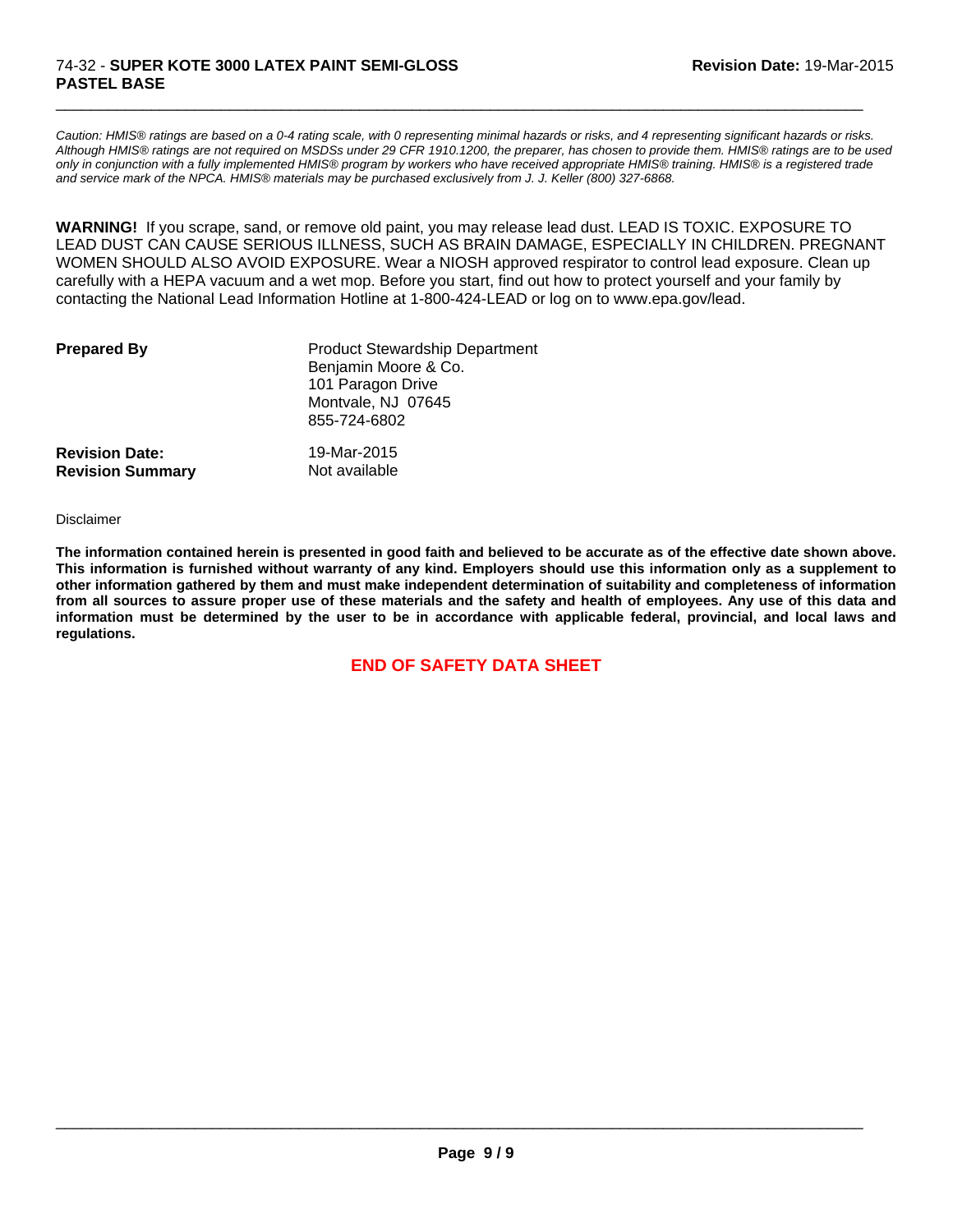*Caution: HMIS® ratings are based on a 0-4 rating scale, with 0 representing minimal hazards or risks, and 4 representing significant hazards or risks. Although HMIS® ratings are not required on MSDSs under 29 CFR 1910.1200, the preparer, has chosen to provide them. HMIS® ratings are to be used only in conjunction with a fully implemented HMIS® program by workers who have received appropriate HMIS® training. HMIS® is a registered trade and service mark of the NPCA. HMIS® materials may be purchased exclusively from J. J. Keller (800) 327-6868.*

**WARNING!** If you scrape, sand, or remove old paint, you may release lead dust. LEAD IS TOXIC. EXPOSURE TO LEAD DUST CAN CAUSE SERIOUS ILLNESS, SUCH AS BRAIN DAMAGE, ESPECIALLY IN CHILDREN. PREGNANT WOMEN SHOULD ALSO AVOID EXPOSURE. Wear a NIOSH approved respirator to control lead exposure. Clean up carefully with a HEPA vacuum and a wet mop. Before you start, find out how to protect yourself and your family by contacting the National Lead Information Hotline at 1-800-424-LEAD or log on to www.epa.gov/lead.

| | |
|---|---|
| **Prepared By** | Product Stewardship Department<br>Benjamin Moore & Co.<br>101 Paragon Drive<br>Montvale, NJ 07645<br>855-724-6802 |
| **Revision Date:** | 19-Mar-2015 |
| **Revision Summary** | Not available |

Disclaimer

**The information contained herein is presented in good faith and believed to be accurate as of the effective date shown above. This information is furnished without warranty of any kind. Employers should use this information only as a supplement to other information gathered by them and must make independent determination of suitability and completeness of information from all sources to assure proper use of these materials and the safety and health of employees. Any use of this data and information must be determined by the user to be in accordance with applicable federal, provincial, and local laws and regulations.**

**END OF SAFETY DATA SHEET**